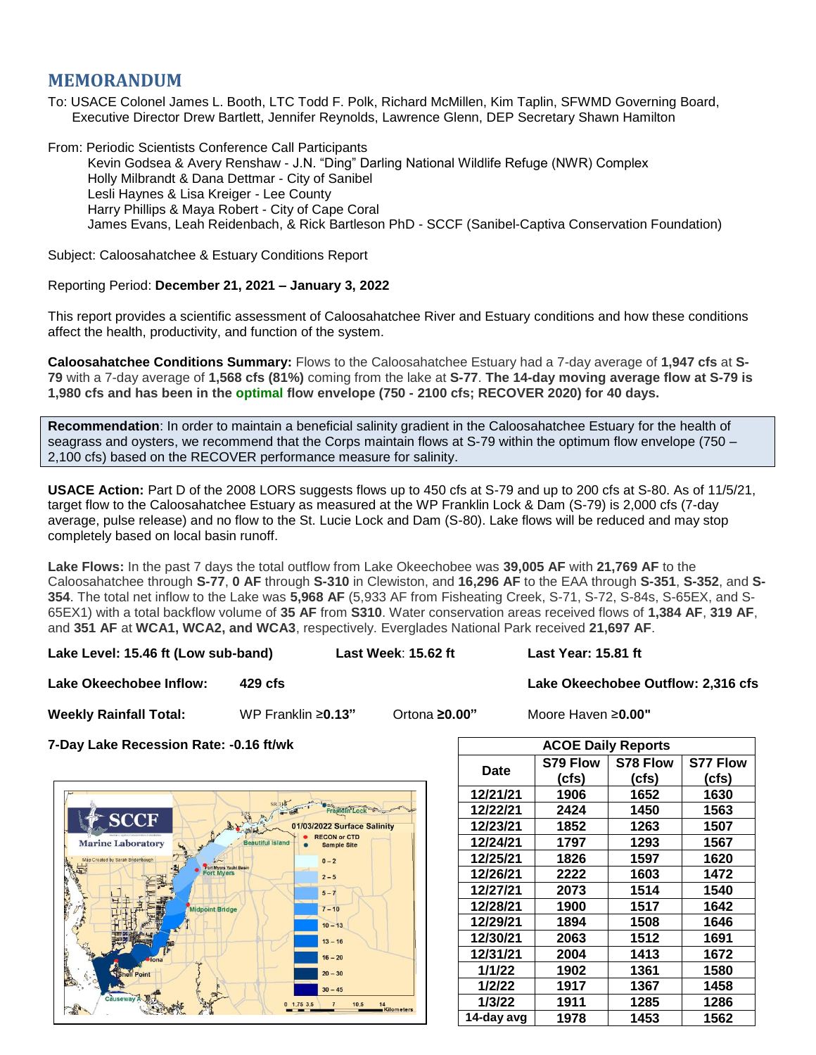# MEMORANDUM

To: USACE Colonel James L. Booth, LTC Todd F. Polk, Richard McMillen, Kim Taplin, SFWMD Governing Board, Executive Director Drew Bartlett, Jennifer Reynolds, Lawrence Glenn, DEP Secretary Shawn Hamilton

From: Periodic Scientists Conference Call Participants
Kevin Godsea & Avery Renshaw - J.N. "Ding" Darling National Wildlife Refuge (NWR) Complex
Holly Milbrandt & Dana Dettmar - City of Sanibel
Lesli Haynes & Lisa Kreiger - Lee County
Harry Phillips & Maya Robert - City of Cape Coral
James Evans, Leah Reidenbach, & Rick Bartleson PhD - SCCF (Sanibel-Captiva Conservation Foundation)

Subject: Caloosahatchee & Estuary Conditions Report

Reporting Period: **December 21, 2021 – January 3, 2022**

This report provides a scientific assessment of Caloosahatchee River and Estuary conditions and how these conditions affect the health, productivity, and function of the system.

**Caloosahatchee Conditions Summary:** Flows to the Caloosahatchee Estuary had a 7-day average of **1,947 cfs** at **S-79** with a 7-day average of **1,568 cfs (81%)** coming from the lake at **S-77**. **The 14-day moving average flow at S-79 is 1,980 cfs and has been in the optimal flow envelope (750 - 2100 cfs; RECOVER 2020) for 40 days.**

**Recommendation**: In order to maintain a beneficial salinity gradient in the Caloosahatchee Estuary for the health of seagrass and oysters, we recommend that the Corps maintain flows at S-79 within the optimum flow envelope (750 – 2,100 cfs) based on the RECOVER performance measure for salinity.

**USACE Action:** Part D of the 2008 LORS suggests flows up to 450 cfs at S-79 and up to 200 cfs at S-80. As of 11/5/21, target flow to the Caloosahatchee Estuary as measured at the WP Franklin Lock & Dam (S-79) is 2,000 cfs (7-day average, pulse release) and no flow to the St. Lucie Lock and Dam (S-80). Lake flows will be reduced and may stop completely based on local basin runoff.

**Lake Flows:** In the past 7 days the total outflow from Lake Okeechobee was **39,005 AF** with **21,769 AF** to the Caloosahatchee through **S-77**, **0 AF** through **S-310** in Clewiston, and **16,296 AF** to the EAA through **S-351**, **S-352**, and **S-354**. The total net inflow to the Lake was **5,968 AF** (5,933 AF from Fisheating Creek, S-71, S-72, S-84s, S-65EX, and S-65EX1) with a total backflow volume of **35 AF** from **S310**. Water conservation areas received flows of **1,384 AF**, **319 AF**, and **351 AF** at **WCA1, WCA2, and WCA3**, respectively. Everglades National Park received **21,697 AF**.

**Lake Level: 15.46 ft (Low sub-band)** | **Last Week**: **15.62 ft** | **Last Year: 15.81 ft**

**Lake Okeechobee Inflow:** **429 cfs** | **Lake Okeechobee Outflow: 2,316 cfs**

**Weekly Rainfall Total:** WP Franklin ≥**0.13"** | Ortona **≥0.00"** | Moore Haven ≥**0.00"**

**7-Day Lake Recession Rate: -0.16 ft/wk**

| ACOE Daily Reports | | | |
|---|---|---|---|
| **Date** | **S79 Flow (cfs)** | **S78 Flow (cfs)** | **S77 Flow (cfs)** |
| **12/21/21** | 1906 | 1652 | 1630 |
| **12/22/21** | 2424 | 1450 | 1563 |
| **12/23/21** | 1852 | 1263 | 1507 |
| **12/24/21** | 1797 | 1293 | 1567 |
| **12/25/21** | 1826 | 1597 | 1620 |
| **12/26/21** | 2222 | 1603 | 1472 |
| **12/27/21** | 2073 | 1514 | 1540 |
| **12/28/21** | 1900 | 1517 | 1642 |
| **12/29/21** | 1894 | 1508 | 1646 |
| **12/30/21** | 2063 | 1512 | 1691 |
| **12/31/21** | 2004 | 1413 | 1672 |
| **1/1/22** | 1902 | 1361 | 1580 |
| **1/2/22** | 1917 | 1367 | 1458 |
| **1/3/22** | 1911 | 1285 | 1286 |
| **14-day avg** | **1978** | **1453** | **1562** |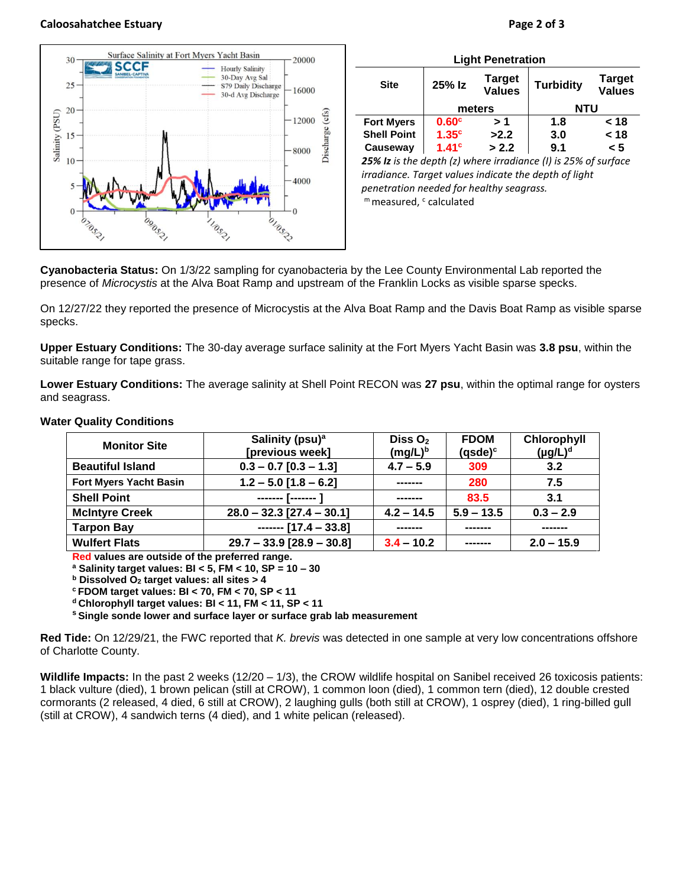Caloosahatchee Estuary

Light Penetration

| Site | 25% Iz | Target Values | Turbidity | Target Values |
|---|---|---|---|---|
| | meters | | NTU | |
| Fort Myers | 0.60[c] | > 1 | 1.8 | < 18 |
| Shell Point | 1.35[c] | >2.2 | 3.0 | < 18 |
| Causeway | 1.41[c] | > 2.2 | 9.1 | < 5 |

***25% Iz*** *is the depth (z) where irradiance (I) is 25% of surface irradiance. Target values indicate the depth of light penetration needed for healthy seagrass.*

[m] measured, [c] calculated

**Cyanobacteria Status:** On 1/3/22 sampling for cyanobacteria by the Lee County Environmental Lab reported the presence of *Microcystis* at the Alva Boat Ramp and upstream of the Franklin Locks as visible sparse specks.

On 12/27/22 they reported the presence of Microcystis at the Alva Boat Ramp and the Davis Boat Ramp as visible sparse specks.

**Upper Estuary Conditions:** The 30-day average surface salinity at the Fort Myers Yacht Basin was **3.8 psu**, within the suitable range for tape grass.

**Lower Estuary Conditions:** The average salinity at Shell Point RECON was **27 psu**, within the optimal range for oysters and seagrass.

**Water Quality Conditions**

| Monitor Site | Salinity (psu)[a] [previous week] | Diss $O_2$ (mg/L)[b] | FDOM (qsde)[c] | Chlorophyll (µg/L)[d] |
|---|---|---|---|---|
| **Beautiful Island** | 0.3 – 0.7 [0.3 – 1.3] | 4.7 – 5.9 | 309 | 3.2 |
| **Fort Myers Yacht Basin** | 1.2 – 5.0 [1.8 – 6.2] | ------- | 280 | 7.5 |
| **Shell Point** | ------- [------- ] | ------- | 83.5 | 3.1 |
| **McIntyre Creek** | 28.0 – 32.3 [27.4 – 30.1] | 4.2 – 14.5 | 5.9 – 13.5 | 0.3 – 2.9 |
| **Tarpon Bay** | ------- [17.4 – 33.8] | ------- | ------- | ------- |
| **Wulfert Flats** | 29.7 – 33.9 [28.9 – 30.8] | 3.4 – 10.2 | ------- | 2.0 – 15.9 |

**Red values are outside of the preferred range.**
**[a] Salinity target values: BI < 5, FM < 10, SP = 10 – 30**
**[b] Dissolved $O_2$ target values: all sites > 4**
**[c] FDOM target values: BI < 70, FM < 70, SP < 11**
**[d] Chlorophyll target values: BI < 11, FM < 11, SP < 11**
**[S] Single sonde lower and surface layer or surface grab lab measurement**

**Red Tide:** On 12/29/21, the FWC reported that *K. brevis* was detected in one sample at very low concentrations offshore of Charlotte County.

**Wildlife Impacts:** In the past 2 weeks (12/20 – 1/3), the CROW wildlife hospital on Sanibel received 26 toxicosis patients: 1 black vulture (died), 1 brown pelican (still at CROW), 1 common loon (died), 1 common tern (died), 12 double crested cormorants (2 released, 4 died, 6 still at CROW), 2 laughing gulls (both still at CROW), 1 osprey (died), 1 ring-billed gull (still at CROW), 4 sandwich terns (4 died), and 1 white pelican (released).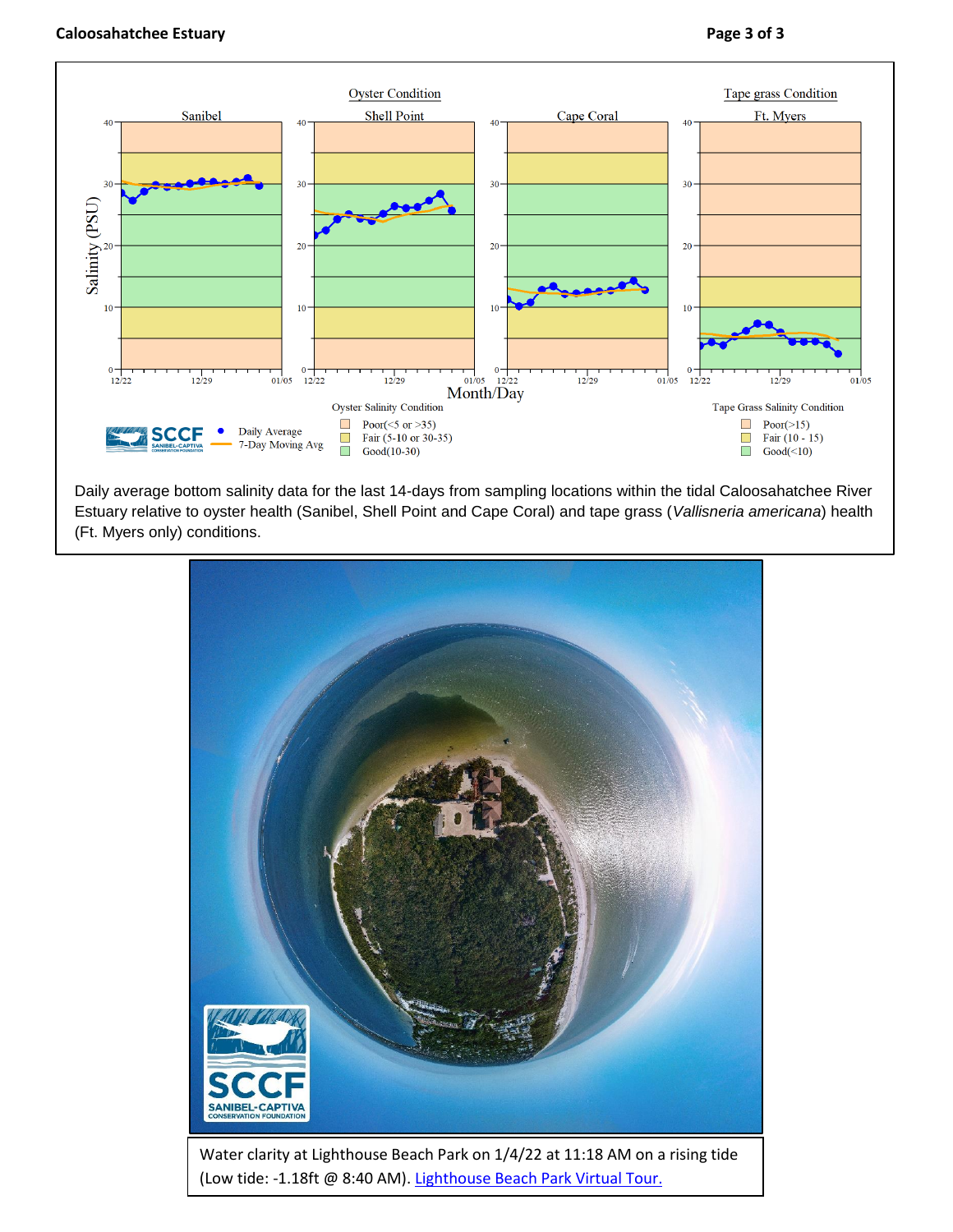Oyster Condition

Tape grass Condition

Sanibel

Shell Point

Cape Coral

Ft. Myers

Salinity (PSU)

40
30
20
10
0

12/22
12/29
01/05

Month/Day

Daily Average
7-Day Moving Avg

Oyster Salinity Condition
Poor(<5 or >35)
Fair (5-10 or 30-35)
Good(10-30)

Tape Grass Salinity Condition
Poor(>15)
Fair (10 - 15)
Good(<10)

SCCF SANIBEL-CAPTIVA CONSERVATION FOUNDATION

Daily average bottom salinity data for the last 14-days from sampling locations within the tidal Caloosahatchee River Estuary relative to oyster health (Sanibel, Shell Point and Cape Coral) and tape grass (*Vallisneria americana*) health (Ft. Myers only) conditions.

Water clarity at Lighthouse Beach Park on 1/4/22 at 11:18 AM on a rising tide (Low tide: -1.18ft @ 8:40 AM). Lighthouse Beach Park Virtual Tour.